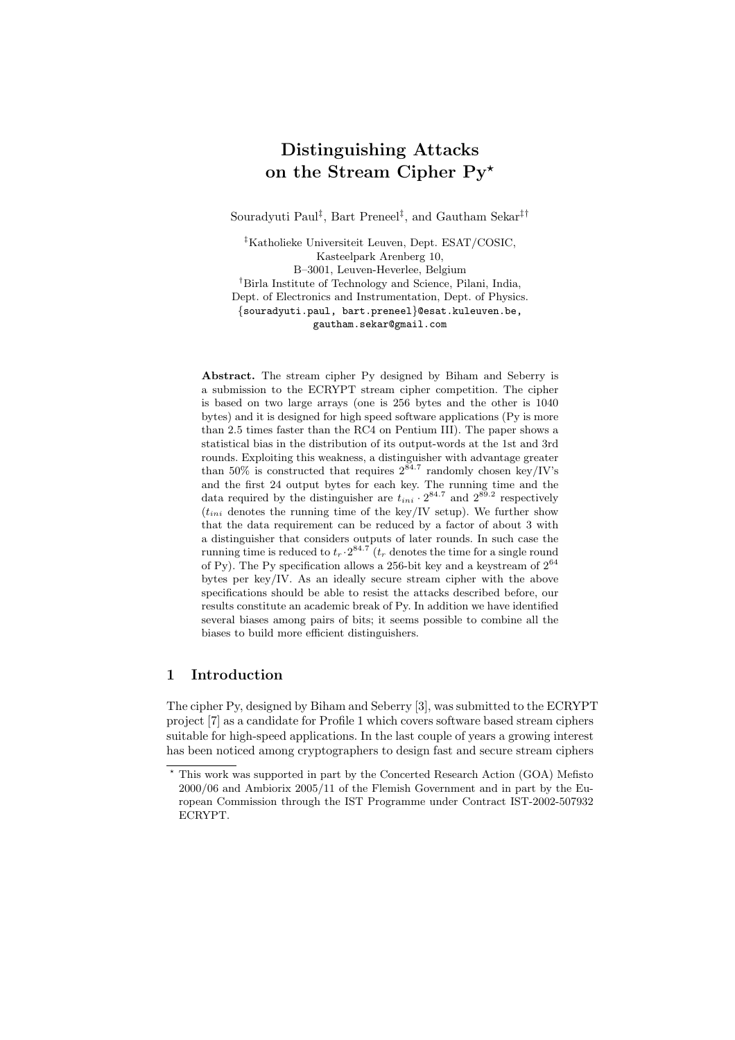# Distinguishing Attacks on the Stream Cipher Py*

Souradyuti Paul[‡], Bart Preneel[‡], and Gautham Sekar[‡†]

[‡]Katholieke Universiteit Leuven, Dept. ESAT/COSIC,
Kasteelpark Arenberg 10,
B–3001, Leuven-Heverlee, Belgium

[†]Birla Institute of Technology and Science, Pilani, India,
Dept. of Electronics and Instrumentation, Dept. of Physics.

{souradyuti.paul, bart.preneel}@esat.kuleuven.be,
gautham.sekar@gmail.com

**Abstract.** The stream cipher Py designed by Biham and Seberry is a submission to the ECRYPT stream cipher competition. The cipher is based on two large arrays (one is 256 bytes and the other is 1040 bytes) and it is designed for high speed software applications (Py is more than 2.5 times faster than the RC4 on Pentium III). The paper shows a statistical bias in the distribution of its output-words at the 1st and 3rd rounds. Exploiting this weakness, a distinguisher with advantage greater than 50% is constructed that requires $2^{84.7}$ randomly chosen key/IV's and the first 24 output bytes for each key. The running time and the data required by the distinguisher are $t_{ini} \cdot 2^{84.7}$ and $2^{89.2}$ respectively ($t_{ini}$ denotes the running time of the key/IV setup). We further show that the data requirement can be reduced by a factor of about 3 with a distinguisher that considers outputs of later rounds. In such case the running time is reduced to $t_r \cdot 2^{84.7}$ ($t_r$ denotes the time for a single round of Py). The Py specification allows a 256-bit key and a keystream of $2^{64}$ bytes per key/IV. As an ideally secure stream cipher with the above specifications should be able to resist the attacks described before, our results constitute an academic break of Py. In addition we have identified several biases among pairs of bits; it seems possible to combine all the biases to build more efficient distinguishers.

## 1 Introduction

The cipher Py, designed by Biham and Seberry [3], was submitted to the ECRYPT project [7] as a candidate for Profile 1 which covers software based stream ciphers suitable for high-speed applications. In the last couple of years a growing interest has been noticed among cryptographers to design fast and secure stream ciphers

---

* This work was supported in part by the Concerted Research Action (GOA) Mefisto 2000/06 and Ambiorix 2005/11 of the Flemish Government and in part by the European Commission through the IST Programme under Contract IST-2002-507932 ECRYPT.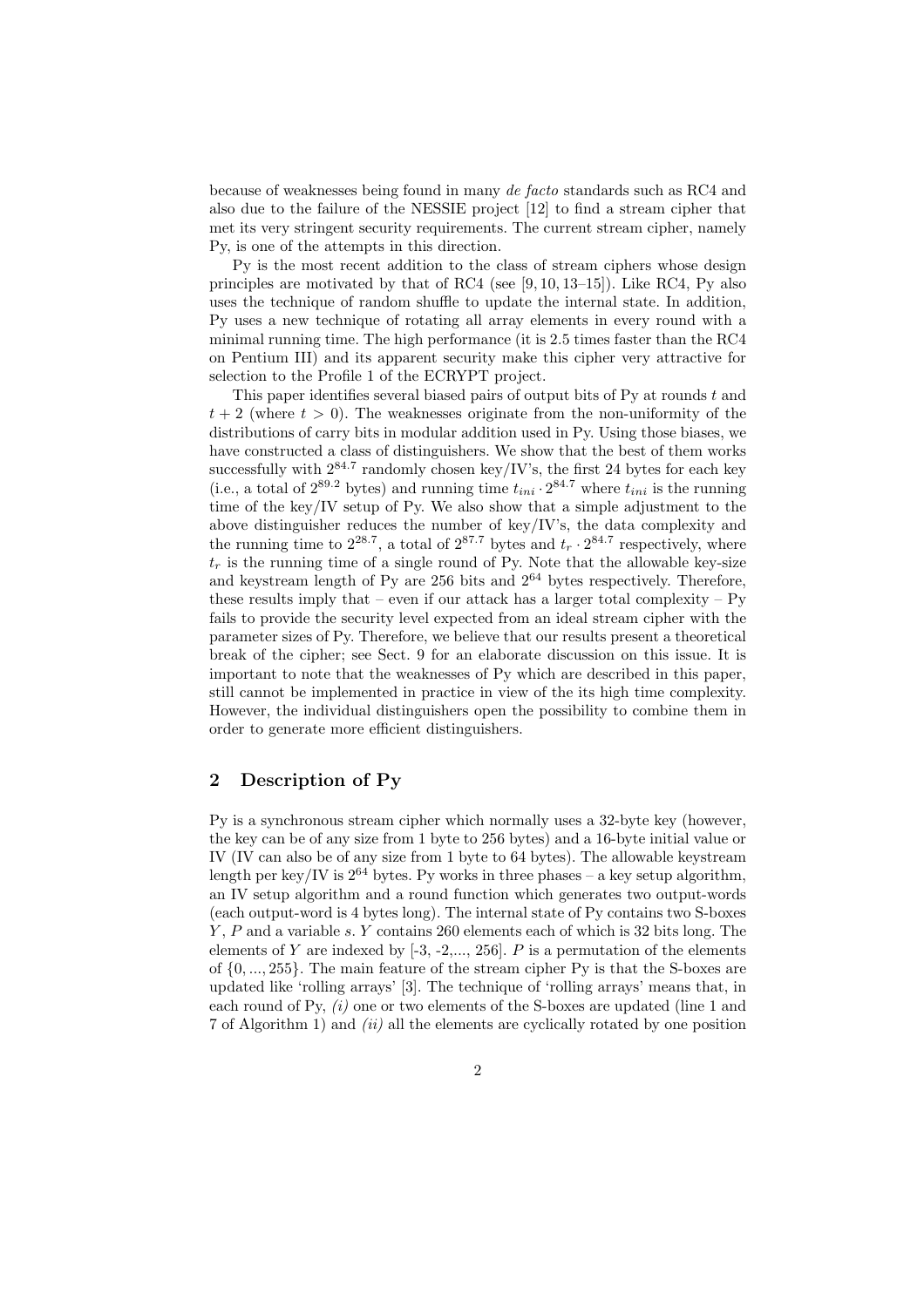because of weaknesses being found in many *de facto* standards such as RC4 and also due to the failure of the NESSIE project [12] to find a stream cipher that met its very stringent security requirements. The current stream cipher, namely Py, is one of the attempts in this direction.

Py is the most recent addition to the class of stream ciphers whose design principles are motivated by that of RC4 (see [9, 10, 13–15]). Like RC4, Py also uses the technique of random shuffle to update the internal state. In addition, Py uses a new technique of rotating all array elements in every round with a minimal running time. The high performance (it is 2.5 times faster than the RC4 on Pentium III) and its apparent security make this cipher very attractive for selection to the Profile 1 of the ECRYPT project.

This paper identifies several biased pairs of output bits of Py at rounds $t$ and $t+2$ (where $t > 0$). The weaknesses originate from the non-uniformity of the distributions of carry bits in modular addition used in Py. Using those biases, we have constructed a class of distinguishers. We show that the best of them works successfully with $2^{84.7}$ randomly chosen key/IV's, the first 24 bytes for each key (i.e., a total of $2^{89.2}$ bytes) and running time $t_{ini} \cdot 2^{84.7}$ where $t_{ini}$ is the running time of the key/IV setup of Py. We also show that a simple adjustment to the above distinguisher reduces the number of key/IV's, the data complexity and the running time to $2^{28.7}$, a total of $2^{87.7}$ bytes and $t_r \cdot 2^{84.7}$ respectively, where $t_r$ is the running time of a single round of Py. Note that the allowable key-size and keystream length of Py are 256 bits and $2^{64}$ bytes respectively. Therefore, these results imply that – even if our attack has a larger total complexity – Py fails to provide the security level expected from an ideal stream cipher with the parameter sizes of Py. Therefore, we believe that our results present a theoretical break of the cipher; see Sect. 9 for an elaborate discussion on this issue. It is important to note that the weaknesses of Py which are described in this paper, still cannot be implemented in practice in view of the its high time complexity. However, the individual distinguishers open the possibility to combine them in order to generate more efficient distinguishers.

## 2 Description of Py

Py is a synchronous stream cipher which normally uses a 32-byte key (however, the key can be of any size from 1 byte to 256 bytes) and a 16-byte initial value or IV (IV can also be of any size from 1 byte to 64 bytes). The allowable keystream length per key/IV is $2^{64}$ bytes. Py works in three phases – a key setup algorithm, an IV setup algorithm and a round function which generates two output-words (each output-word is 4 bytes long). The internal state of Py contains two S-boxes $Y$, $P$ and a variable $s$. $Y$ contains 260 elements each of which is 32 bits long. The elements of $Y$ are indexed by [-3, -2,..., 256]. $P$ is a permutation of the elements of $\{0, ..., 255\}$. The main feature of the stream cipher Py is that the S-boxes are updated like 'rolling arrays' [3]. The technique of 'rolling arrays' means that, in each round of Py, *(i)* one or two elements of the S-boxes are updated (line 1 and 7 of Algorithm 1) and *(ii)* all the elements are cyclically rotated by one position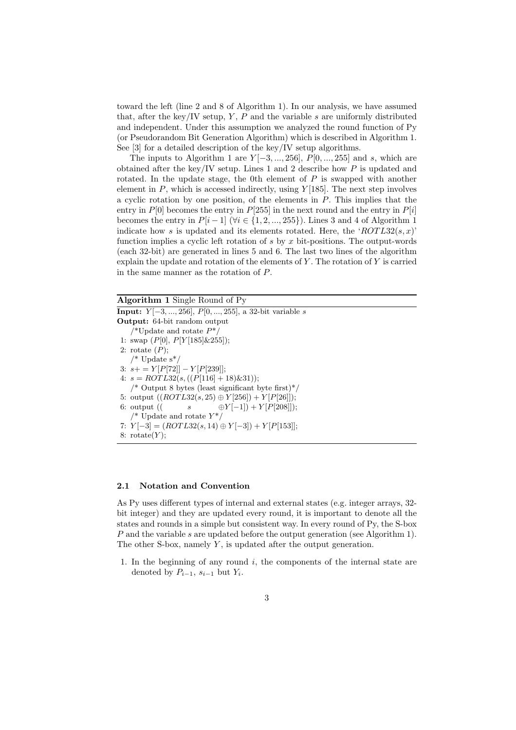toward the left (line 2 and 8 of Algorithm 1). In our analysis, we have assumed that, after the key/IV setup, $Y$, $P$ and the variable $s$ are uniformly distributed and independent. Under this assumption we analyzed the round function of Py (or Pseudorandom Bit Generation Algorithm) which is described in Algorithm 1. See [3] for a detailed description of the key/IV setup algorithms.

The inputs to Algorithm 1 are $Y[-3,...,256]$, $P[0,...,255]$ and $s$, which are obtained after the key/IV setup. Lines 1 and 2 describe how $P$ is updated and rotated. In the update stage, the 0th element of $P$ is swapped with another element in $P$, which is accessed indirectly, using $Y[185]$. The next step involves a cyclic rotation by one position, of the elements in $P$. This implies that the entry in $P[0]$ becomes the entry in $P[255]$ in the next round and the entry in $P[i]$ becomes the entry in $P[i-1]$ ($\forall i \in \{1,2,...,255\}$). Lines 3 and 4 of Algorithm 1 indicate how $s$ is updated and its elements rotated. Here, the '$ROTL32(s,x)$' function implies a cyclic left rotation of $s$ by $x$ bit-positions. The output-words (each 32-bit) are generated in lines 5 and 6. The last two lines of the algorithm explain the update and rotation of the elements of $Y$. The rotation of $Y$ is carried in the same manner as the rotation of $P$.

**Algorithm 1** Single Round of Py

**Input:** $Y[-3,...,256]$, $P[0,...,255]$, a 32-bit variable $s$
**Output:** 64-bit random output

```
   /*Update and rotate P*/
1: swap (P[0], P[Y[185]&255]);
2: rotate (P);
   /* Update s*/
3: s+ = Y[P[72]] − Y[P[239]];
4: s = ROTL32(s, ((P[116] + 18)&31));
   /* Output 8 bytes (least significant byte first)*/
5: output ((ROTL32(s, 25) ⊕ Y[256]) + Y[P[26]]);
6: output ((        s         ⊕Y[−1]) + Y[P[208]]);
   /* Update and rotate Y*/
7: Y[−3] = (ROTL32(s, 14) ⊕ Y[−3]) + Y[P[153]];
8: rotate(Y);
```

### 2.1 Notation and Convention

As Py uses different types of internal and external states (e.g. integer arrays, 32-bit integer) and they are updated every round, it is important to denote all the states and rounds in a simple but consistent way. In every round of Py, the S-box $P$ and the variable $s$ are updated before the output generation (see Algorithm 1). The other S-box, namely $Y$, is updated after the output generation.

1. In the beginning of any round $i$, the components of the internal state are denoted by $P_{i-1}$, $s_{i-1}$ but $Y_i$.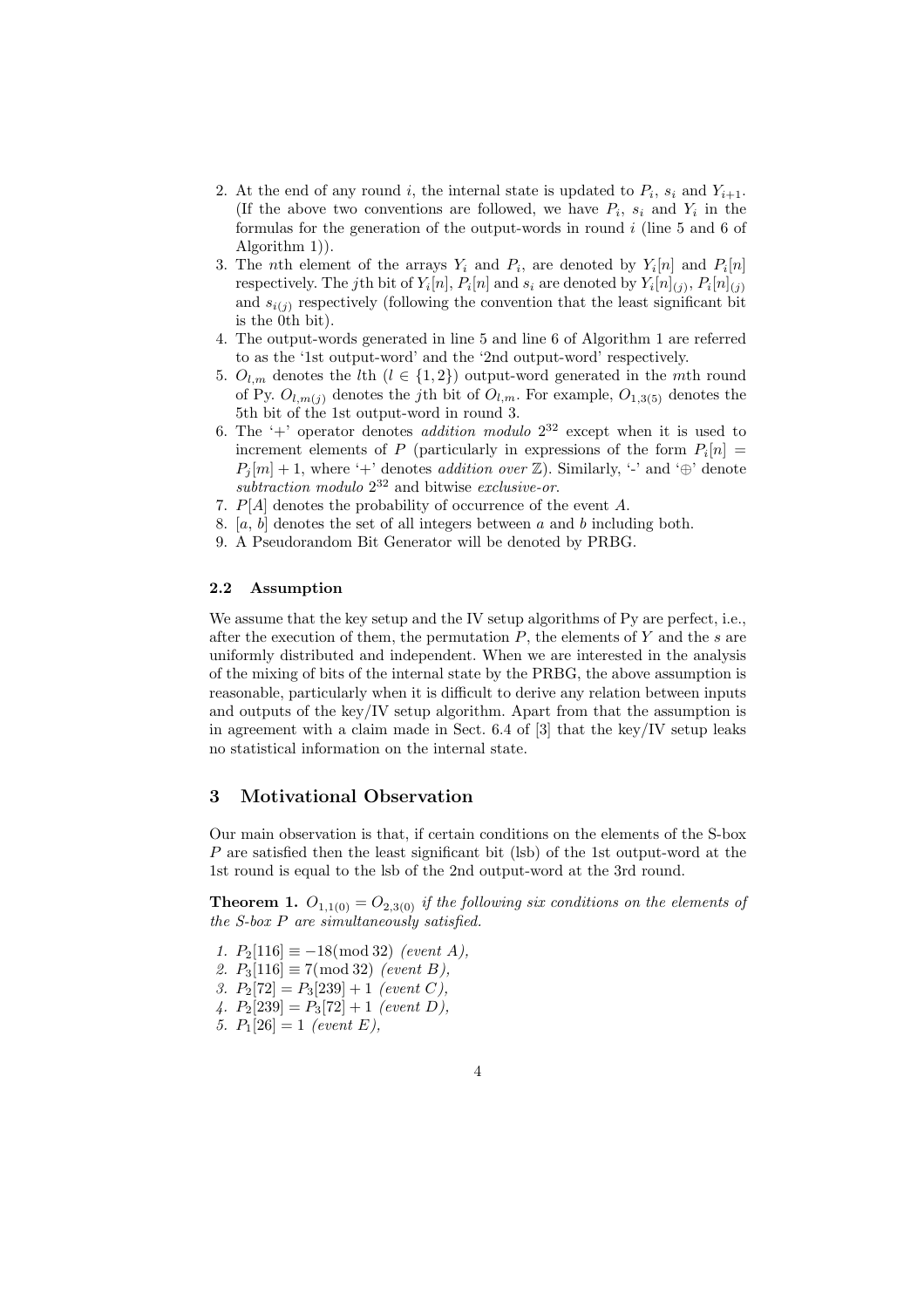2. At the end of any round $i$, the internal state is updated to $P_i$, $s_i$ and $Y_{i+1}$. (If the above two conventions are followed, we have $P_i$, $s_i$ and $Y_i$ in the formulas for the generation of the output-words in round $i$ (line 5 and 6 of Algorithm 1)).
3. The $n$th element of the arrays $Y_i$ and $P_i$, are denoted by $Y_i[n]$ and $P_i[n]$ respectively. The $j$th bit of $Y_i[n]$, $P_i[n]$ and $s_i$ are denoted by $Y_i[n]_{(j)}$, $P_i[n]_{(j)}$ and $s_{i(j)}$ respectively (following the convention that the least significant bit is the 0th bit).
4. The output-words generated in line 5 and line 6 of Algorithm 1 are referred to as the '1st output-word' and the '2nd output-word' respectively.
5. $O_{l,m}$ denotes the $l$th ($l \in \{1, 2\}$) output-word generated in the $m$th round of Py. $O_{l,m(j)}$ denotes the $j$th bit of $O_{l,m}$. For example, $O_{1,3(5)}$ denotes the 5th bit of the 1st output-word in round 3.
6. The '+' operator denotes *addition modulo* $2^{32}$ except when it is used to increment elements of $P$ (particularly in expressions of the form $P_i[n] = P_j[m] + 1$, where '+' denotes *addition over* $\mathbb{Z}$). Similarly, '-' and '$\oplus$' denote *subtraction modulo* $2^{32}$ and bitwise *exclusive-or*.
7. $P[A]$ denotes the probability of occurrence of the event $A$.
8. $[a, b]$ denotes the set of all integers between $a$ and $b$ including both.
9. A Pseudorandom Bit Generator will be denoted by PRBG.

### 2.2 Assumption

We assume that the key setup and the IV setup algorithms of Py are perfect, i.e., after the execution of them, the permutation $P$, the elements of $Y$ and the $s$ are uniformly distributed and independent. When we are interested in the analysis of the mixing of bits of the internal state by the PRBG, the above assumption is reasonable, particularly when it is difficult to derive any relation between inputs and outputs of the key/IV setup algorithm. Apart from that the assumption is in agreement with a claim made in Sect. 6.4 of [3] that the key/IV setup leaks no statistical information on the internal state.

## 3 Motivational Observation

Our main observation is that, if certain conditions on the elements of the S-box $P$ are satisfied then the least significant bit (lsb) of the 1st output-word at the 1st round is equal to the lsb of the 2nd output-word at the 3rd round.

**Theorem 1.** *$O_{1,1(0)} = O_{2,3(0)}$ if the following six conditions on the elements of the S-box $P$ are simultaneously satisfied.*

1. $P_2[116] \equiv -18 (\bmod 32)$ *(event $A$),*
2. $P_3[116] \equiv 7 (\bmod 32)$ *(event $B$),*
3. $P_2[72] = P_3[239] + 1$ *(event $C$),*
4. $P_2[239] = P_3[72] + 1$ *(event $D$),*
5. $P_1[26] = 1$ *(event $E$),*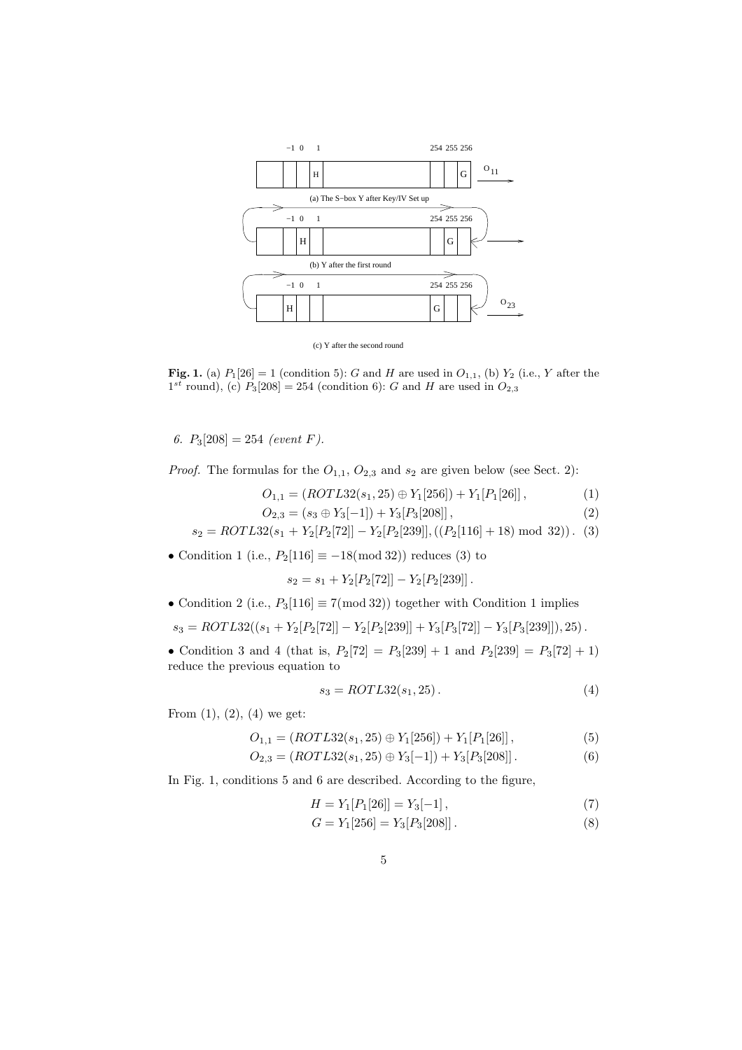**Fig. 1.** (a) $P_1[26] = 1$ (condition 5): $G$ and $H$ are used in $O_{1,1}$, (b) $Y_2$ (i.e., $Y$ after the $1^{st}$ round), (c) $P_3[208] = 254$ (condition 6): $G$ and $H$ are used in $O_{2,3}$

6. $P_3[208] = 254$ *(event $F$)*.

*Proof.* The formulas for the $O_{1,1}$, $O_{2,3}$ and $s_2$ are given below (see Sect. 2):

$$O_{1,1} = (ROTL32(s_1, 25) \oplus Y_1[256]) + Y_1[P_1[26]]\,, \tag{1}$$

$$O_{2,3} = (s_3 \oplus Y_3[-1]) + Y_3[P_3[208]]\,, \tag{2}$$

$$s_2 = ROTL32(s_1 + Y_2[P_2[72]] - Y_2[P_2[239]], ((P_2[116] + 18) \bmod 32))\,. \tag{3}$$

• Condition 1 (i.e., $P_2[116] \equiv -18 (\bmod 32)$) reduces (3) to

$$s_2 = s_1 + Y_2[P_2[72]] - Y_2[P_2[239]]\,.$$

• Condition 2 (i.e., $P_3[116] \equiv 7 (\bmod 32)$) together with Condition 1 implies

$$s_3 = ROTL32((s_1 + Y_2[P_2[72]] - Y_2[P_2[239]] + Y_3[P_3[72]] - Y_3[P_3[239]]), 25)\,.$$

• Condition 3 and 4 (that is, $P_2[72] = P_3[239] + 1$ and $P_2[239] = P_3[72] + 1$) reduce the previous equation to

$$s_3 = ROTL32(s_1, 25)\,. \tag{4}$$

From (1), (2), (4) we get:

$$O_{1,1} = (ROTL32(s_1, 25) \oplus Y_1[256]) + Y_1[P_1[26]]\,, \tag{5}$$

$$O_{2,3} = (ROTL32(s_1, 25) \oplus Y_3[-1]) + Y_3[P_3[208]]\,. \tag{6}$$

In Fig. 1, conditions 5 and 6 are described. According to the figure,

$$H = Y_1[P_1[26]] = Y_3[-1]\,, \tag{7}$$

$$G = Y_1[256] = Y_3[P_3[208]]\,. \tag{8}$$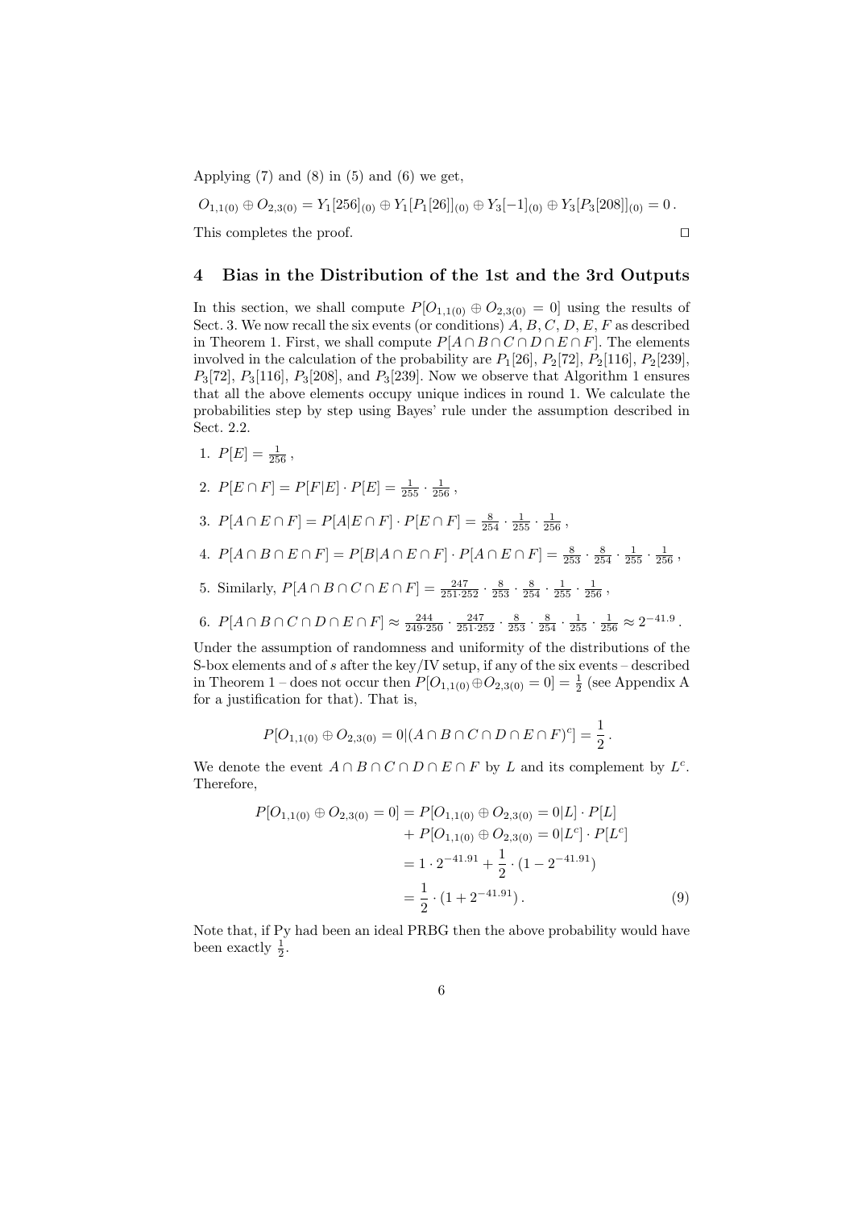Applying (7) and (8) in (5) and (6) we get,

$$O_{1,1(0)} \oplus O_{2,3(0)} = Y_1[256]_{(0)} \oplus Y_1[P_1[26]]_{(0)} \oplus Y_3[-1]_{(0)} \oplus Y_3[P_3[208]]_{(0)} = 0\,.$$

This completes the proof. □

## 4 Bias in the Distribution of the 1st and the 3rd Outputs

In this section, we shall compute $P[O_{1,1(0)} \oplus O_{2,3(0)} = 0]$ using the results of Sect. 3. We now recall the six events (or conditions) $A$, $B$, $C$, $D$, $E$, $F$ as described in Theorem 1. First, we shall compute $P[A \cap B \cap C \cap D \cap E \cap F]$. The elements involved in the calculation of the probability are $P_1[26]$, $P_2[72]$, $P_2[116]$, $P_2[239]$, $P_3[72]$, $P_3[116]$, $P_3[208]$, and $P_3[239]$. Now we observe that Algorithm 1 ensures that all the above elements occupy unique indices in round 1. We calculate the probabilities step by step using Bayes' rule under the assumption described in Sect. 2.2.

1. $P[E] = \frac{1}{256}$,
2. $P[E \cap F] = P[F|E] \cdot P[E] = \frac{1}{255} \cdot \frac{1}{256}$,
3. $P[A \cap E \cap F] = P[A|E \cap F] \cdot P[E \cap F] = \frac{8}{254} \cdot \frac{1}{255} \cdot \frac{1}{256}$,
4. $P[A \cap B \cap E \cap F] = P[B|A \cap E \cap F] \cdot P[A \cap E \cap F] = \frac{8}{253} \cdot \frac{8}{254} \cdot \frac{1}{255} \cdot \frac{1}{256}$,
5. Similarly, $P[A \cap B \cap C \cap E \cap F] = \frac{247}{251 \cdot 252} \cdot \frac{8}{253} \cdot \frac{8}{254} \cdot \frac{1}{255} \cdot \frac{1}{256}$,
6. $P[A \cap B \cap C \cap D \cap E \cap F] \approx \frac{244}{249 \cdot 250} \cdot \frac{247}{251 \cdot 252} \cdot \frac{8}{253} \cdot \frac{8}{254} \cdot \frac{1}{255} \cdot \frac{1}{256} \approx 2^{-41.9}$.

Under the assumption of randomness and uniformity of the distributions of the S-box elements and of $s$ after the key/IV setup, if any of the six events – described in Theorem 1 – does not occur then $P[O_{1,1(0)} \oplus O_{2,3(0)} = 0] = \frac{1}{2}$ (see Appendix A for a justification for that). That is,

$$P[O_{1,1(0)} \oplus O_{2,3(0)} = 0 | (A \cap B \cap C \cap D \cap E \cap F)^c] = \frac{1}{2}\,.$$

We denote the event $A \cap B \cap C \cap D \cap E \cap F$ by $L$ and its complement by $L^c$. Therefore,

$$\begin{aligned} P[O_{1,1(0)} \oplus O_{2,3(0)} = 0] &= P[O_{1,1(0)} \oplus O_{2,3(0)} = 0|L] \cdot P[L] \\ &\quad + P[O_{1,1(0)} \oplus O_{2,3(0)} = 0|L^c] \cdot P[L^c] \\ &= 1 \cdot 2^{-41.91} + \frac{1}{2} \cdot (1 - 2^{-41.91}) \\ &= \frac{1}{2} \cdot (1 + 2^{-41.91})\,. \end{aligned} \tag{9}$$

Note that, if Py had been an ideal PRBG then the above probability would have been exactly $\frac{1}{2}$.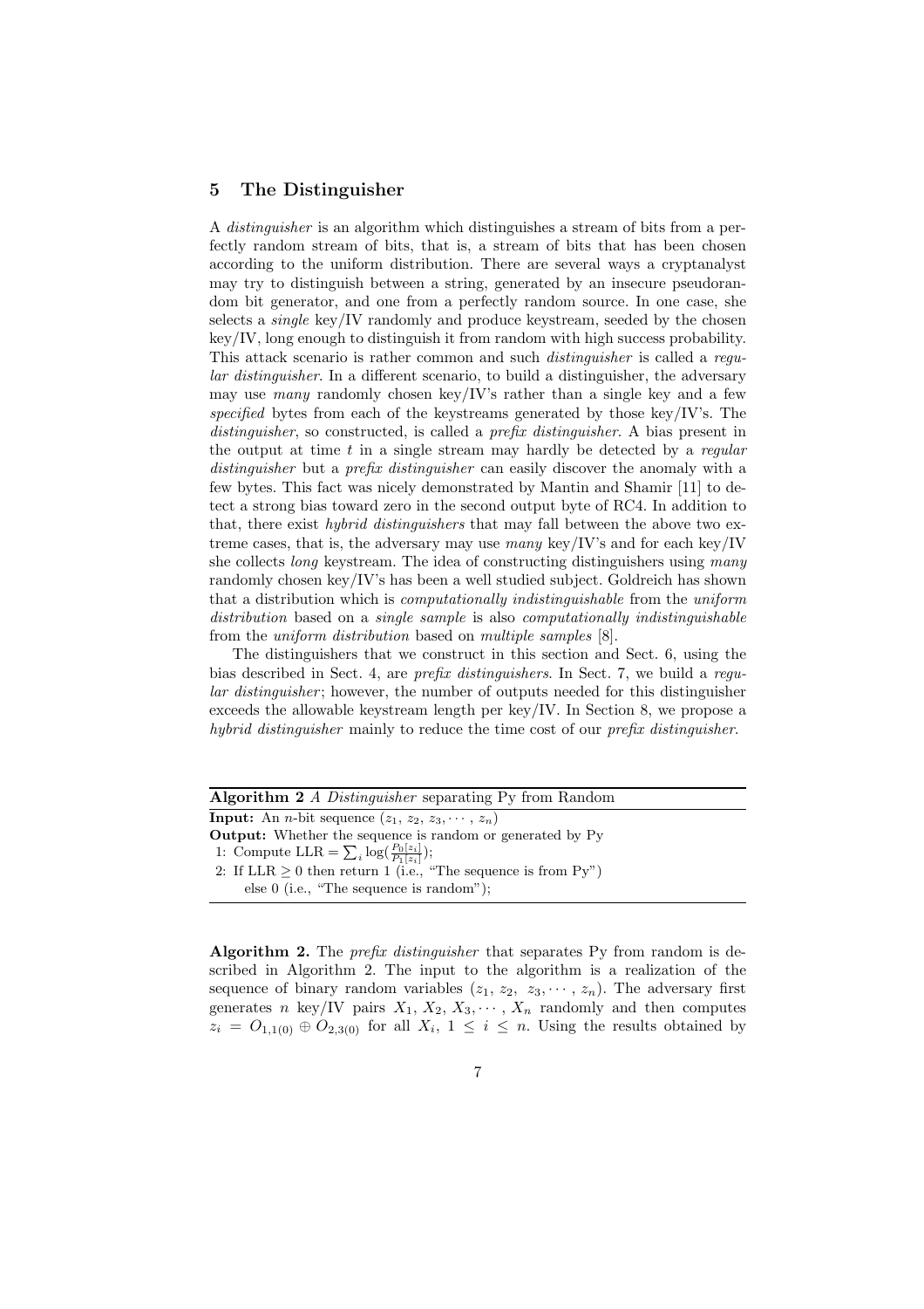## 5 The Distinguisher

A *distinguisher* is an algorithm which distinguishes a stream of bits from a perfectly random stream of bits, that is, a stream of bits that has been chosen according to the uniform distribution. There are several ways a cryptanalyst may try to distinguish between a string, generated by an insecure pseudorandom bit generator, and one from a perfectly random source. In one case, she selects a *single* key/IV randomly and produce keystream, seeded by the chosen key/IV, long enough to distinguish it from random with high success probability. This attack scenario is rather common and such *distinguisher* is called a *regular distinguisher*. In a different scenario, to build a distinguisher, the adversary may use *many* randomly chosen key/IV's rather than a single key and a few *specified* bytes from each of the keystreams generated by those key/IV's. The *distinguisher*, so constructed, is called a *prefix distinguisher*. A bias present in the output at time $t$ in a single stream may hardly be detected by a *regular distinguisher* but a *prefix distinguisher* can easily discover the anomaly with a few bytes. This fact was nicely demonstrated by Mantin and Shamir [11] to detect a strong bias toward zero in the second output byte of RC4. In addition to that, there exist *hybrid distinguishers* that may fall between the above two extreme cases, that is, the adversary may use *many* key/IV's and for each key/IV she collects *long* keystream. The idea of constructing distinguishers using *many* randomly chosen key/IV's has been a well studied subject. Goldreich has shown that a distribution which is *computationally indistinguishable* from the *uniform distribution* based on a *single sample* is also *computationally indistinguishable* from the *uniform distribution* based on *multiple samples* [8].

The distinguishers that we construct in this section and Sect. 6, using the bias described in Sect. 4, are *prefix distinguishers*. In Sect. 7, we build a *regular distinguisher*; however, the number of outputs needed for this distinguisher exceeds the allowable keystream length per key/IV. In Section 8, we propose a *hybrid distinguisher* mainly to reduce the time cost of our *prefix distinguisher*.

**Algorithm 2** *A Distinguisher* separating Py from Random

**Input:** An $n$-bit sequence $(z_1, z_2, z_3, \cdots, z_n)$
**Output:** Whether the sequence is random or generated by Py
1: Compute $\text{LLR} = \sum_i \log(\frac{P_0[z_i]}{P_1[z_i]})$;
2: If $\text{LLR} \geq 0$ then return 1 (i.e., "The sequence is from Py")
 else 0 (i.e., "The sequence is random");

**Algorithm 2.** The *prefix distinguisher* that separates Py from random is described in Algorithm 2. The input to the algorithm is a realization of the sequence of binary random variables $(z_1, z_2, z_3, \cdots, z_n)$. The adversary first generates $n$ key/IV pairs $X_1, X_2, X_3, \cdots, X_n$ randomly and then computes $z_i = O_{1,1(0)} \oplus O_{2,3(0)}$ for all $X_i$, $1 \leq i \leq n$. Using the results obtained by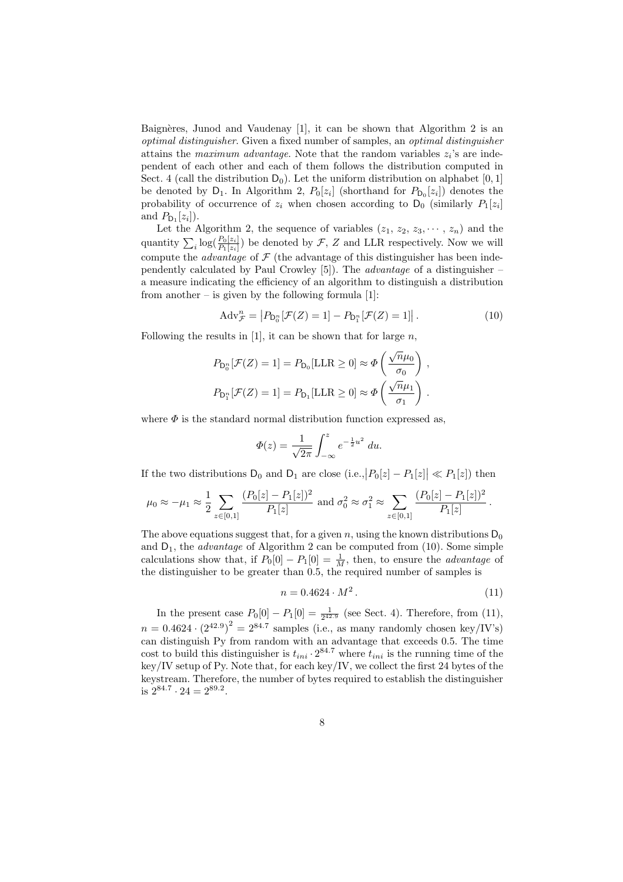Baignères, Junod and Vaudenay [1], it can be shown that Algorithm 2 is an *optimal distinguisher*. Given a fixed number of samples, an *optimal distinguisher* attains the *maximum advantage*. Note that the random variables $z_i$'s are independent of each other and each of them follows the distribution computed in Sect. 4 (call the distribution $\mathsf{D}_0$). Let the uniform distribution on alphabet $[0, 1]$ be denoted by $\mathsf{D}_1$. In Algorithm 2, $P_0[z_i]$ (shorthand for $P_{\mathsf{D}_0}[z_i]$) denotes the probability of occurrence of $z_i$ when chosen according to $\mathsf{D}_0$ (similarly $P_1[z_i]$ and $P_{\mathsf{D}_1}[z_i]$).

Let the Algorithm 2, the sequence of variables $(z_1, z_2, z_3, \cdots, z_n)$ and the quantity $\sum_i \log(\frac{P_0[z_i]}{P_1[z_i]})$ be denoted by $\mathcal{F}$, $Z$ and LLR respectively. Now we will compute the *advantage* of $\mathcal{F}$ (the advantage of this distinguisher has been independently calculated by Paul Crowley [5]). The *advantage* of a distinguisher – a measure indicating the efficiency of an algorithm to distinguish a distribution from another – is given by the following formula [1]:

$$\mathrm{Adv}^n_{\mathcal{F}} = \left| P_{\mathsf{D}_0^n}[\mathcal{F}(Z) = 1] - P_{\mathsf{D}_1^n}[\mathcal{F}(Z) = 1] \right| . \tag{10}$$

Following the results in [1], it can be shown that for large $n$,

$$P_{\mathsf{D}_0^n}[\mathcal{F}(Z) = 1] = P_{\mathsf{D}_0}[\mathrm{LLR} \geq 0] \approx \Phi\left(\frac{\sqrt{n}\mu_0}{\sigma_0}\right) ,$$

$$P_{\mathsf{D}_1^n}[\mathcal{F}(Z) = 1] = P_{\mathsf{D}_1}[\mathrm{LLR} \geq 0] \approx \Phi\left(\frac{\sqrt{n}\mu_1}{\sigma_1}\right) .$$

where $\Phi$ is the standard normal distribution function expressed as,

$$\Phi(z) = \frac{1}{\sqrt{2\pi}} \int_{-\infty}^{z} e^{-\frac{1}{2}u^2} \, du.$$

If the two distributions $\mathsf{D}_0$ and $\mathsf{D}_1$ are close (i.e.,$\left|P_0[z] - P_1[z]\right| \ll P_1[z]$) then

$$\mu_0 \approx -\mu_1 \approx \frac{1}{2} \sum_{z \in [0,1]} \frac{(P_0[z] - P_1[z])^2}{P_1[z]} \text{ and } \sigma_0^2 \approx \sigma_1^2 \approx \sum_{z \in [0,1]} \frac{(P_0[z] - P_1[z])^2}{P_1[z]} .$$

The above equations suggest that, for a given $n$, using the known distributions $\mathsf{D}_0$ and $\mathsf{D}_1$, the *advantage* of Algorithm 2 can be computed from (10). Some simple calculations show that, if $P_0[0] - P_1[0] = \frac{1}{M}$, then, to ensure the *advantage* of the distinguisher to be greater than 0.5, the required number of samples is

$$n = 0.4624 \cdot M^2 . \tag{11}$$

In the present case $P_0[0] - P_1[0] = \frac{1}{2^{42.9}}$ (see Sect. 4). Therefore, from (11), $n = 0.4624 \cdot \left(2^{42.9}\right)^2 = 2^{84.7}$ samples (i.e., as many randomly chosen key/IV's) can distinguish Py from random with an advantage that exceeds 0.5. The time cost to build this distinguisher is $t_{ini} \cdot 2^{84.7}$ where $t_{ini}$ is the running time of the key/IV setup of Py. Note that, for each key/IV, we collect the first 24 bytes of the keystream. Therefore, the number of bytes required to establish the distinguisher is $2^{84.7} \cdot 24 = 2^{89.2}$.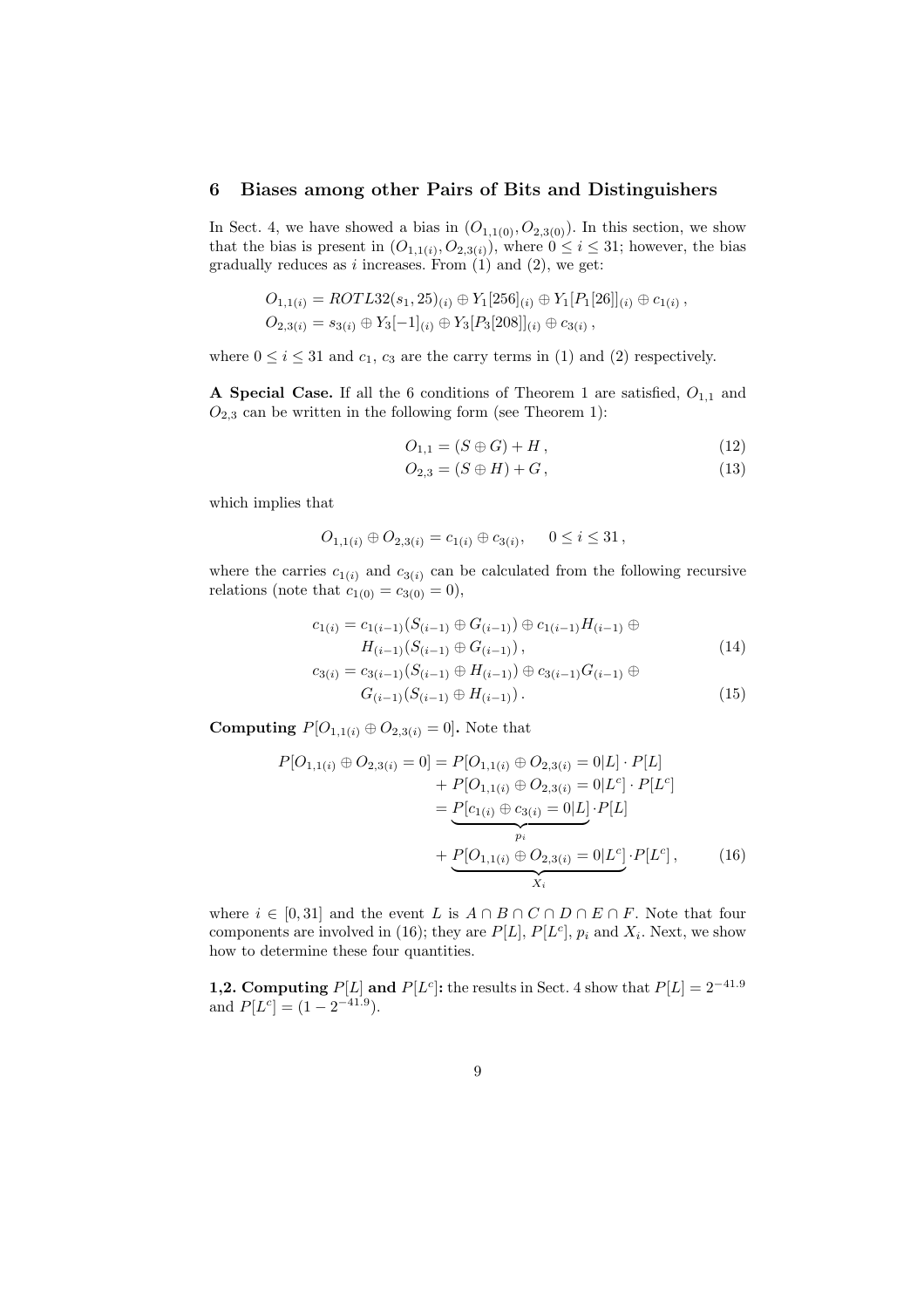## 6 Biases among other Pairs of Bits and Distinguishers

In Sect. 4, we have showed a bias in $(O_{1,1(0)}, O_{2,3(0)})$. In this section, we show that the bias is present in $(O_{1,1(i)}, O_{2,3(i)})$, where $0 \leq i \leq 31$; however, the bias gradually reduces as $i$ increases. From (1) and (2), we get:

$$O_{1,1(i)} = ROTL32(s_1, 25)_{(i)} \oplus Y_1[256]_{(i)} \oplus Y_1[P_1[26]]_{(i)} \oplus c_{1(i)} ,$$
$$O_{2,3(i)} = s_{3(i)} \oplus Y_3[-1]_{(i)} \oplus Y_3[P_3[208]]_{(i)} \oplus c_{3(i)} ,$$

where $0 \leq i \leq 31$ and $c_1$, $c_3$ are the carry terms in (1) and (2) respectively.

**A Special Case.** If all the 6 conditions of Theorem 1 are satisfied, $O_{1,1}$ and $O_{2,3}$ can be written in the following form (see Theorem 1):

$$O_{1,1} = (S \oplus G) + H , \tag{12}$$
$$O_{2,3} = (S \oplus H) + G , \tag{13}$$

which implies that

$$O_{1,1(i)} \oplus O_{2,3(i)} = c_{1(i)} \oplus c_{3(i)}, \quad 0 \leq i \leq 31 ,$$

where the carries $c_{1(i)}$ and $c_{3(i)}$ can be calculated from the following recursive relations (note that $c_{1(0)} = c_{3(0)} = 0$),

$$c_{1(i)} = c_{1(i-1)}(S_{(i-1)} \oplus G_{(i-1)}) \oplus c_{1(i-1)}H_{(i-1)} \oplus H_{(i-1)}(S_{(i-1)} \oplus G_{(i-1)}) , \tag{14}$$
$$c_{3(i)} = c_{3(i-1)}(S_{(i-1)} \oplus H_{(i-1)}) \oplus c_{3(i-1)}G_{(i-1)} \oplus G_{(i-1)}(S_{(i-1)} \oplus H_{(i-1)}) . \tag{15}$$

**Computing $P[O_{1,1(i)} \oplus O_{2,3(i)} = 0]$.** Note that

$$\begin{aligned} P[O_{1,1(i)} \oplus O_{2,3(i)} = 0] &= P[O_{1,1(i)} \oplus O_{2,3(i)} = 0|L] \cdot P[L] \\ &+ P[O_{1,1(i)} \oplus O_{2,3(i)} = 0|L^c] \cdot P[L^c] \\ &= \underbrace{P[c_{1(i)} \oplus c_{3(i)} = 0|L]}_{p_i} \cdot P[L] \\ &+ \underbrace{P[O_{1,1(i)} \oplus O_{2,3(i)} = 0|L^c]}_{X_i} \cdot P[L^c] , \end{aligned} \tag{16}$$

where $i \in [0, 31]$ and the event $L$ is $A \cap B \cap C \cap D \cap E \cap F$. Note that four components are involved in (16); they are $P[L]$, $P[L^c]$, $p_i$ and $X_i$. Next, we show how to determine these four quantities.

**1,2. Computing $P[L]$ and $P[L^c]$:** the results in Sect. 4 show that $P[L] = 2^{-41.9}$ and $P[L^c] = (1 - 2^{-41.9})$.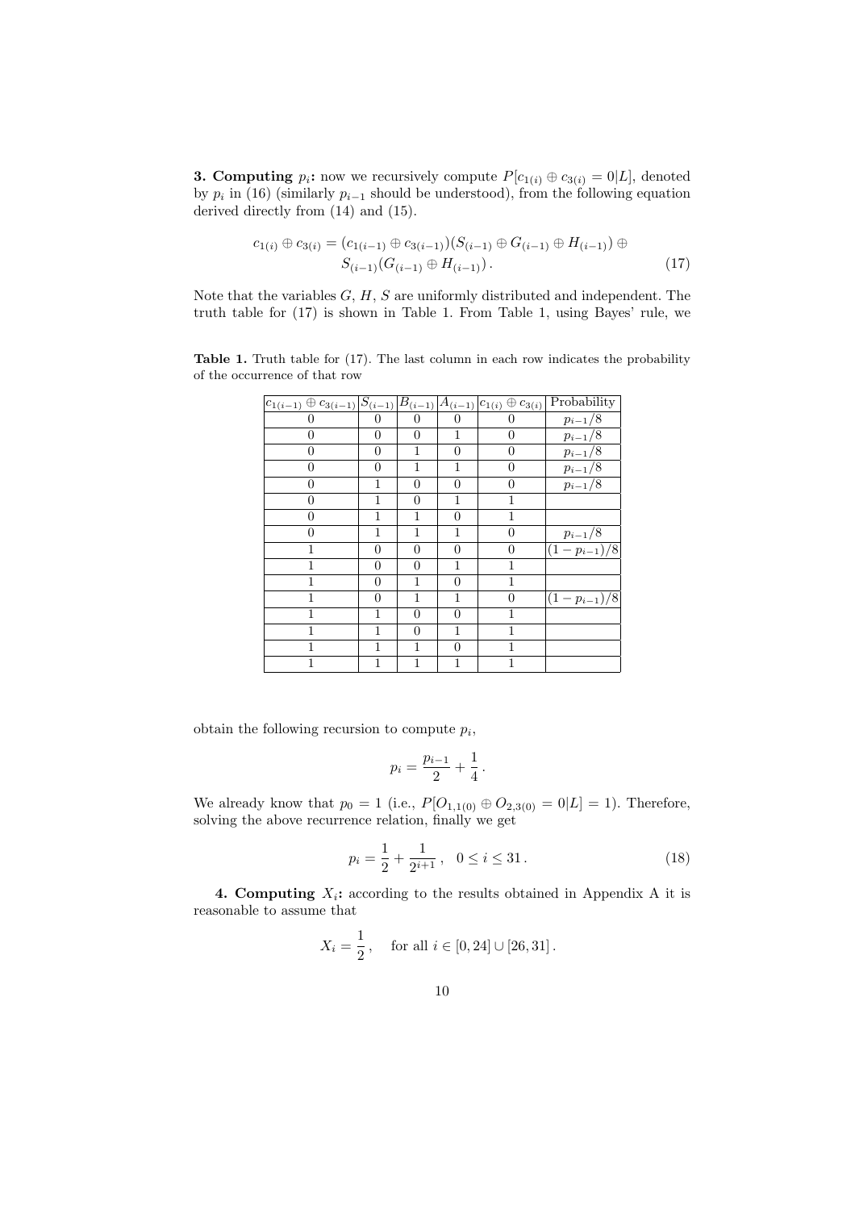**3. Computing $p_i$:** now we recursively compute $P[c_{1(i)} \oplus c_{3(i)} = 0|L]$, denoted by $p_i$ in (16) (similarly $p_{i-1}$ should be understood), from the following equation derived directly from (14) and (15).

$$c_{1(i)} \oplus c_{3(i)} = (c_{1(i-1)} \oplus c_{3(i-1)})(S_{(i-1)} \oplus G_{(i-1)} \oplus H_{(i-1)}) \oplus S_{(i-1)}(G_{(i-1)} \oplus H_{(i-1)})\,. \tag{17}$$

Note that the variables $G$, $H$, $S$ are uniformly distributed and independent. The truth table for (17) is shown in Table 1. From Table 1, using Bayes' rule, we

**Table 1.** Truth table for (17). The last column in each row indicates the probability of the occurrence of that row

| $c_{1(i-1)} \oplus c_{3(i-1)}$ | $S_{(i-1)}$ | $B_{(i-1)}$ | $A_{(i-1)}$ | $c_{1(i)} \oplus c_{3(i)}$ | Probability |
|---|---|---|---|---|---|
| 0 | 0 | 0 | 0 | 0 | $p_{i-1}/8$ |
| 0 | 0 | 0 | 1 | 0 | $p_{i-1}/8$ |
| 0 | 0 | 1 | 0 | 0 | $p_{i-1}/8$ |
| 0 | 0 | 1 | 1 | 0 | $p_{i-1}/8$ |
| 0 | 1 | 0 | 0 | 0 | $p_{i-1}/8$ |
| 0 | 1 | 0 | 1 | 1 | |
| 0 | 1 | 1 | 0 | 1 | |
| 0 | 1 | 1 | 1 | 0 | $p_{i-1}/8$ |
| 1 | 0 | 0 | 0 | 0 | $(1-p_{i-1})/8$ |
| 1 | 0 | 0 | 1 | 1 | |
| 1 | 0 | 1 | 0 | 1 | |
| 1 | 0 | 1 | 1 | 0 | $(1-p_{i-1})/8$ |
| 1 | 1 | 0 | 0 | 1 | |
| 1 | 1 | 0 | 1 | 1 | |
| 1 | 1 | 1 | 0 | 1 | |
| 1 | 1 | 1 | 1 | 1 | |

obtain the following recursion to compute $p_i$,

$$p_i = \frac{p_{i-1}}{2} + \frac{1}{4}\,.$$

We already know that $p_0 = 1$ (i.e., $P[O_{1,1(0)} \oplus O_{2,3(0)} = 0|L] = 1$). Therefore, solving the above recurrence relation, finally we get

$$p_i = \frac{1}{2} + \frac{1}{2^{i+1}}\,, \quad 0 \le i \le 31\,. \tag{18}$$

**4. Computing $X_i$:** according to the results obtained in Appendix A it is reasonable to assume that

$$X_i = \frac{1}{2}\,, \quad \text{for all } i \in [0, 24] \cup [26, 31]\,.$$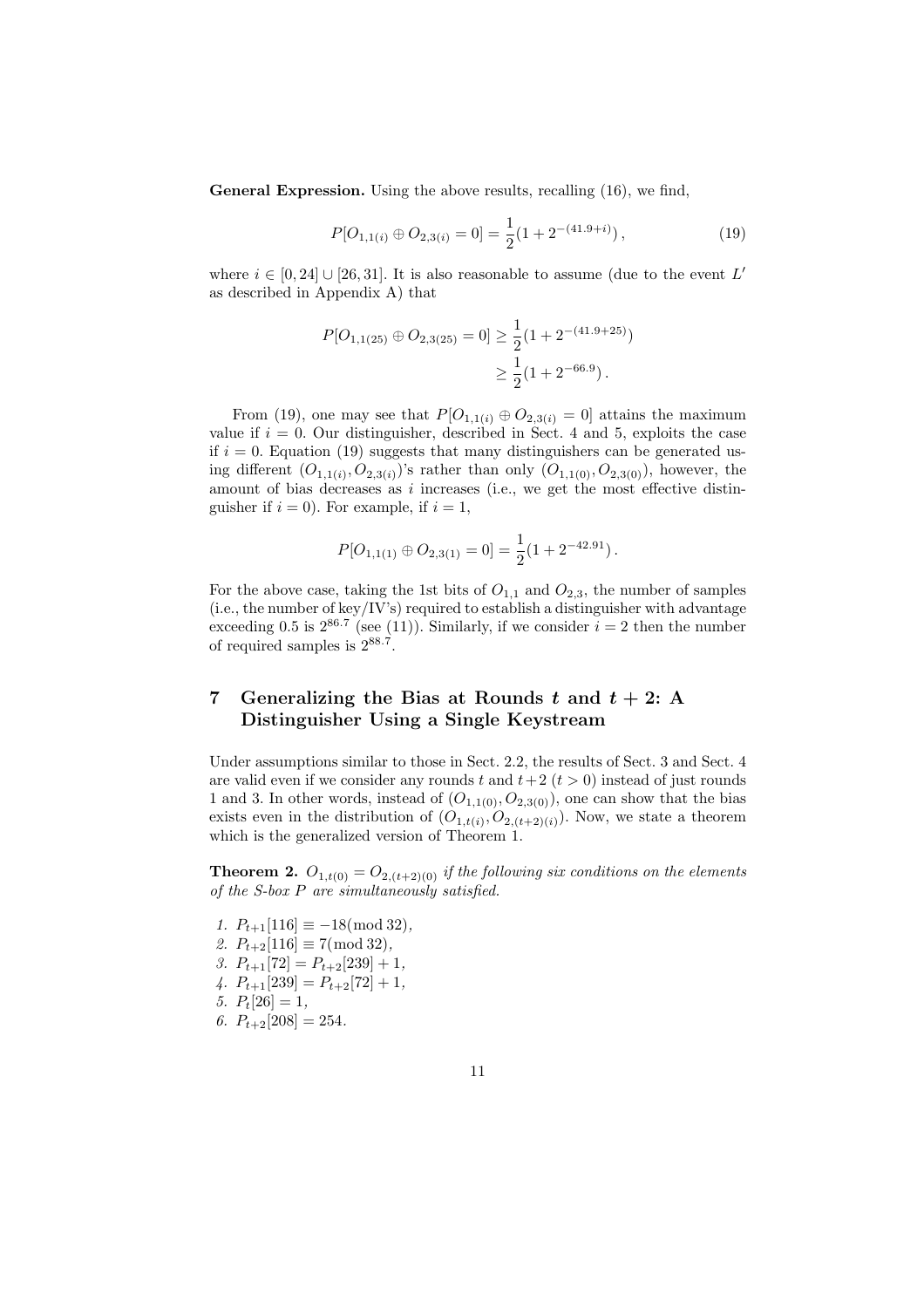**General Expression.** Using the above results, recalling (16), we find,

$$P[O_{1,1(i)} \oplus O_{2,3(i)} = 0] = \frac{1}{2}(1 + 2^{-(41.9+i)}) \,, \tag{19}$$

where $i \in [0, 24] \cup [26, 31]$. It is also reasonable to assume (due to the event $L'$ as described in Appendix A) that

$$\begin{aligned} P[O_{1,1(25)} \oplus O_{2,3(25)} = 0] &\geq \frac{1}{2}(1 + 2^{-(41.9+25)}) \\ &\geq \frac{1}{2}(1 + 2^{-66.9}) \,. \end{aligned}$$

From (19), one may see that $P[O_{1,1(i)} \oplus O_{2,3(i)} = 0]$ attains the maximum value if $i = 0$. Our distinguisher, described in Sect. 4 and 5, exploits the case if $i = 0$. Equation (19) suggests that many distinguishers can be generated using different $(O_{1,1(i)}, O_{2,3(i)})$'s rather than only $(O_{1,1(0)}, O_{2,3(0)})$, however, the amount of bias decreases as $i$ increases (i.e., we get the most effective distinguisher if $i = 0$). For example, if $i = 1$,

$$P[O_{1,1(1)} \oplus O_{2,3(1)} = 0] = \frac{1}{2}(1 + 2^{-42.91}) \,.$$

For the above case, taking the 1st bits of $O_{1,1}$ and $O_{2,3}$, the number of samples (i.e., the number of key/IV's) required to establish a distinguisher with advantage exceeding 0.5 is $2^{86.7}$ (see (11)). Similarly, if we consider $i = 2$ then the number of required samples is $2^{88.7}$.

## 7 Generalizing the Bias at Rounds $t$ and $t + 2$: A Distinguisher Using a Single Keystream

Under assumptions similar to those in Sect. 2.2, the results of Sect. 3 and Sect. 4 are valid even if we consider any rounds $t$ and $t+2$ ($t > 0$) instead of just rounds 1 and 3. In other words, instead of $(O_{1,1(0)}, O_{2,3(0)})$, one can show that the bias exists even in the distribution of $(O_{1,t(i)}, O_{2,(t+2)(i)})$. Now, we state a theorem which is the generalized version of Theorem 1.

**Theorem 2.** *$O_{1,t(0)} = O_{2,(t+2)(0)}$ if the following six conditions on the elements of the S-box $P$ are simultaneously satisfied.*

1. $P_{t+1}[116] \equiv -18 (\bmod 32)$,
2. $P_{t+2}[116] \equiv 7 (\bmod 32)$,
3. $P_{t+1}[72] = P_{t+2}[239] + 1$,
4. $P_{t+1}[239] = P_{t+2}[72] + 1$,
5. $P_t[26] = 1$,
6. $P_{t+2}[208] = 254$.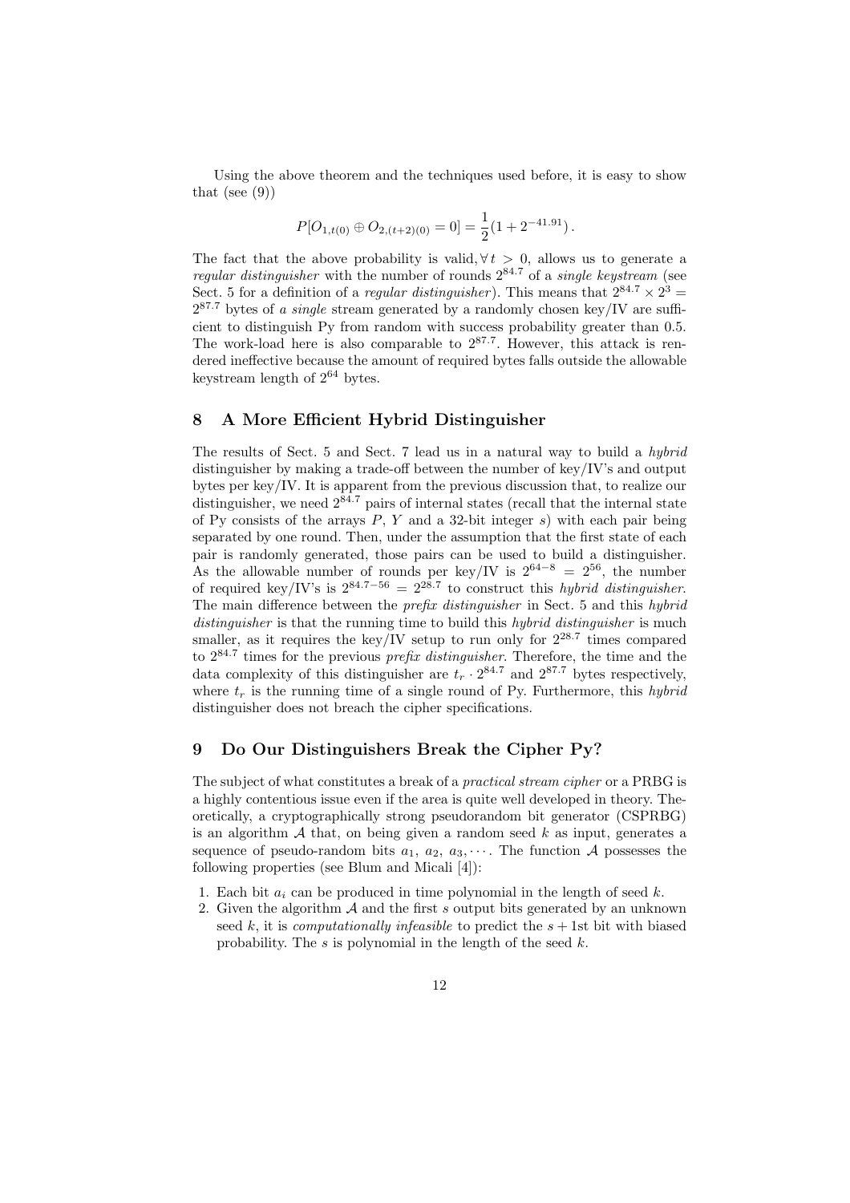Using the above theorem and the techniques used before, it is easy to show that (see (9))

$$P[O_{1,t(0)} \oplus O_{2,(t+2)(0)} = 0] = \frac{1}{2}(1 + 2^{-41.91}).$$

The fact that the above probability is valid, $\forall\, t > 0$, allows us to generate a *regular distinguisher* with the number of rounds $2^{84.7}$ of a *single keystream* (see Sect. 5 for a definition of a *regular distinguisher*). This means that $2^{84.7} \times 2^3 = 2^{87.7}$ bytes of *a single* stream generated by a randomly chosen key/IV are sufficient to distinguish Py from random with success probability greater than 0.5. The work-load here is also comparable to $2^{87.7}$. However, this attack is rendered ineffective because the amount of required bytes falls outside the allowable keystream length of $2^{64}$ bytes.

## 8 A More Efficient Hybrid Distinguisher

The results of Sect. 5 and Sect. 7 lead us in a natural way to build a *hybrid* distinguisher by making a trade-off between the number of key/IV's and output bytes per key/IV. It is apparent from the previous discussion that, to realize our distinguisher, we need $2^{84.7}$ pairs of internal states (recall that the internal state of Py consists of the arrays $P$, $Y$ and a 32-bit integer $s$) with each pair being separated by one round. Then, under the assumption that the first state of each pair is randomly generated, those pairs can be used to build a distinguisher. As the allowable number of rounds per key/IV is $2^{64-8} = 2^{56}$, the number of required key/IV's is $2^{84.7-56} = 2^{28.7}$ to construct this *hybrid distinguisher*. The main difference between the *prefix distinguisher* in Sect. 5 and this *hybrid distinguisher* is that the running time to build this *hybrid distinguisher* is much smaller, as it requires the key/IV setup to run only for $2^{28.7}$ times compared to $2^{84.7}$ times for the previous *prefix distinguisher*. Therefore, the time and the data complexity of this distinguisher are $t_r \cdot 2^{84.7}$ and $2^{87.7}$ bytes respectively, where $t_r$ is the running time of a single round of Py. Furthermore, this *hybrid* distinguisher does not breach the cipher specifications.

## 9 Do Our Distinguishers Break the Cipher Py?

The subject of what constitutes a break of a *practical stream cipher* or a PRBG is a highly contentious issue even if the area is quite well developed in theory. Theoretically, a cryptographically strong pseudorandom bit generator (CSPRBG) is an algorithm $\mathcal{A}$ that, on being given a random seed $k$ as input, generates a sequence of pseudo-random bits $a_1$, $a_2$, $a_3, \cdots$. The function $\mathcal{A}$ possesses the following properties (see Blum and Micali [4]):

1. Each bit $a_i$ can be produced in time polynomial in the length of seed $k$.
2. Given the algorithm $\mathcal{A}$ and the first $s$ output bits generated by an unknown seed $k$, it is *computationally infeasible* to predict the $s+1$st bit with biased probability. The $s$ is polynomial in the length of the seed $k$.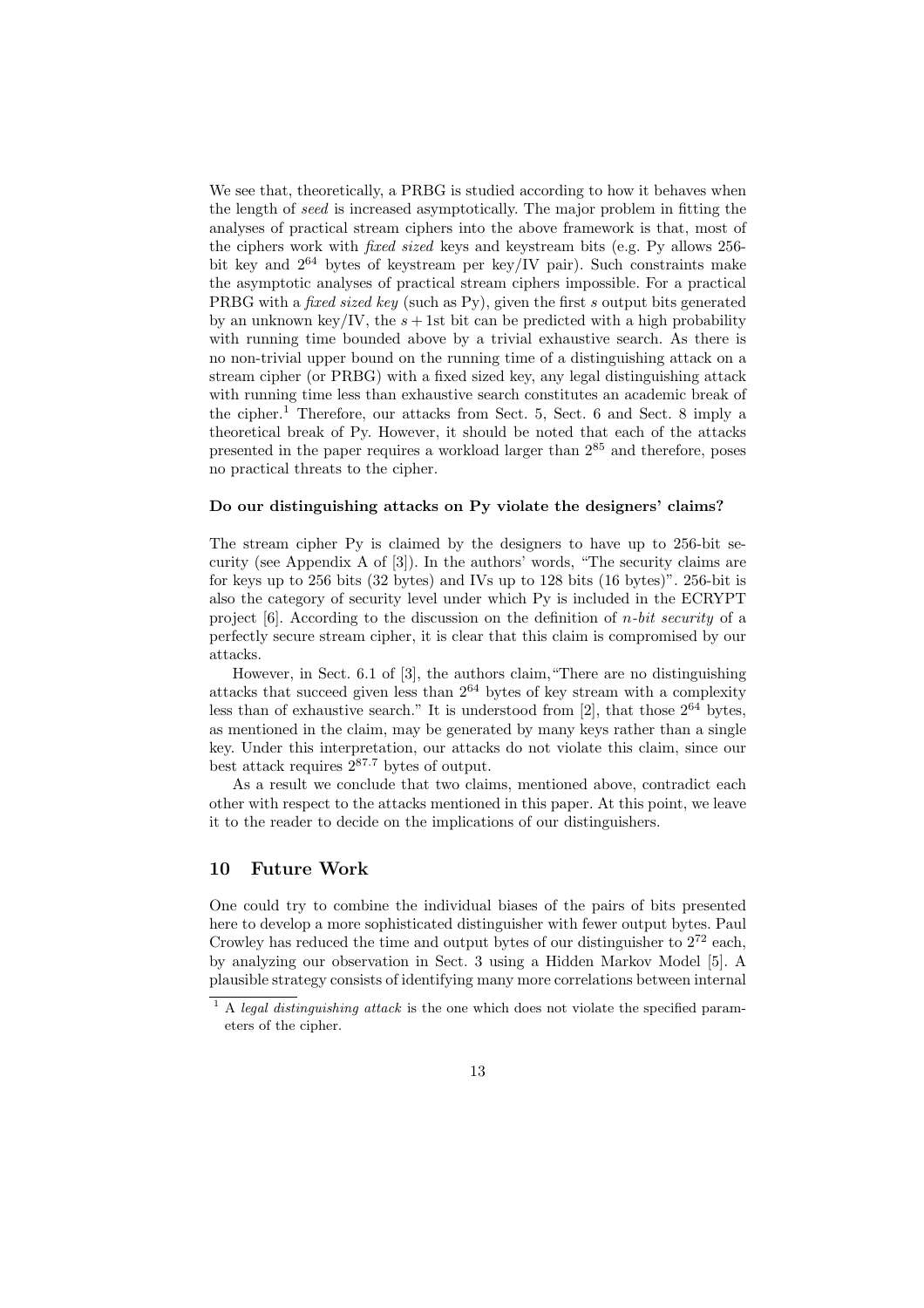We see that, theoretically, a PRBG is studied according to how it behaves when the length of *seed* is increased asymptotically. The major problem in fitting the analyses of practical stream ciphers into the above framework is that, most of the ciphers work with *fixed sized* keys and keystream bits (e.g. Py allows 256-bit key and $2^{64}$ bytes of keystream per key/IV pair). Such constraints make the asymptotic analyses of practical stream ciphers impossible. For a practical PRBG with a *fixed sized key* (such as Py), given the first $s$ output bits generated by an unknown key/IV, the $s+1$st bit can be predicted with a high probability with running time bounded above by a trivial exhaustive search. As there is no non-trivial upper bound on the running time of a distinguishing attack on a stream cipher (or PRBG) with a fixed sized key, any legal distinguishing attack with running time less than exhaustive search constitutes an academic break of the cipher.[1] Therefore, our attacks from Sect. 5, Sect. 6 and Sect. 8 imply a theoretical break of Py. However, it should be noted that each of the attacks presented in the paper requires a workload larger than $2^{85}$ and therefore, poses no practical threats to the cipher.

**Do our distinguishing attacks on Py violate the designers' claims?**

The stream cipher Py is claimed by the designers to have up to 256-bit security (see Appendix A of [3]). In the authors' words, "The security claims are for keys up to 256 bits (32 bytes) and IVs up to 128 bits (16 bytes)". 256-bit is also the category of security level under which Py is included in the ECRYPT project [6]. According to the discussion on the definition of *n-bit security* of a perfectly secure stream cipher, it is clear that this claim is compromised by our attacks.

However, in Sect. 6.1 of [3], the authors claim, "There are no distinguishing attacks that succeed given less than $2^{64}$ bytes of key stream with a complexity less than of exhaustive search." It is understood from [2], that those $2^{64}$ bytes, as mentioned in the claim, may be generated by many keys rather than a single key. Under this interpretation, our attacks do not violate this claim, since our best attack requires $2^{87.7}$ bytes of output.

As a result we conclude that two claims, mentioned above, contradict each other with respect to the attacks mentioned in this paper. At this point, we leave it to the reader to decide on the implications of our distinguishers.

## 10 Future Work

One could try to combine the individual biases of the pairs of bits presented here to develop a more sophisticated distinguisher with fewer output bytes. Paul Crowley has reduced the time and output bytes of our distinguisher to $2^{72}$ each, by analyzing our observation in Sect. 3 using a Hidden Markov Model [5]. A plausible strategy consists of identifying many more correlations between internal

[1] A *legal distinguishing attack* is the one which does not violate the specified parameters of the cipher.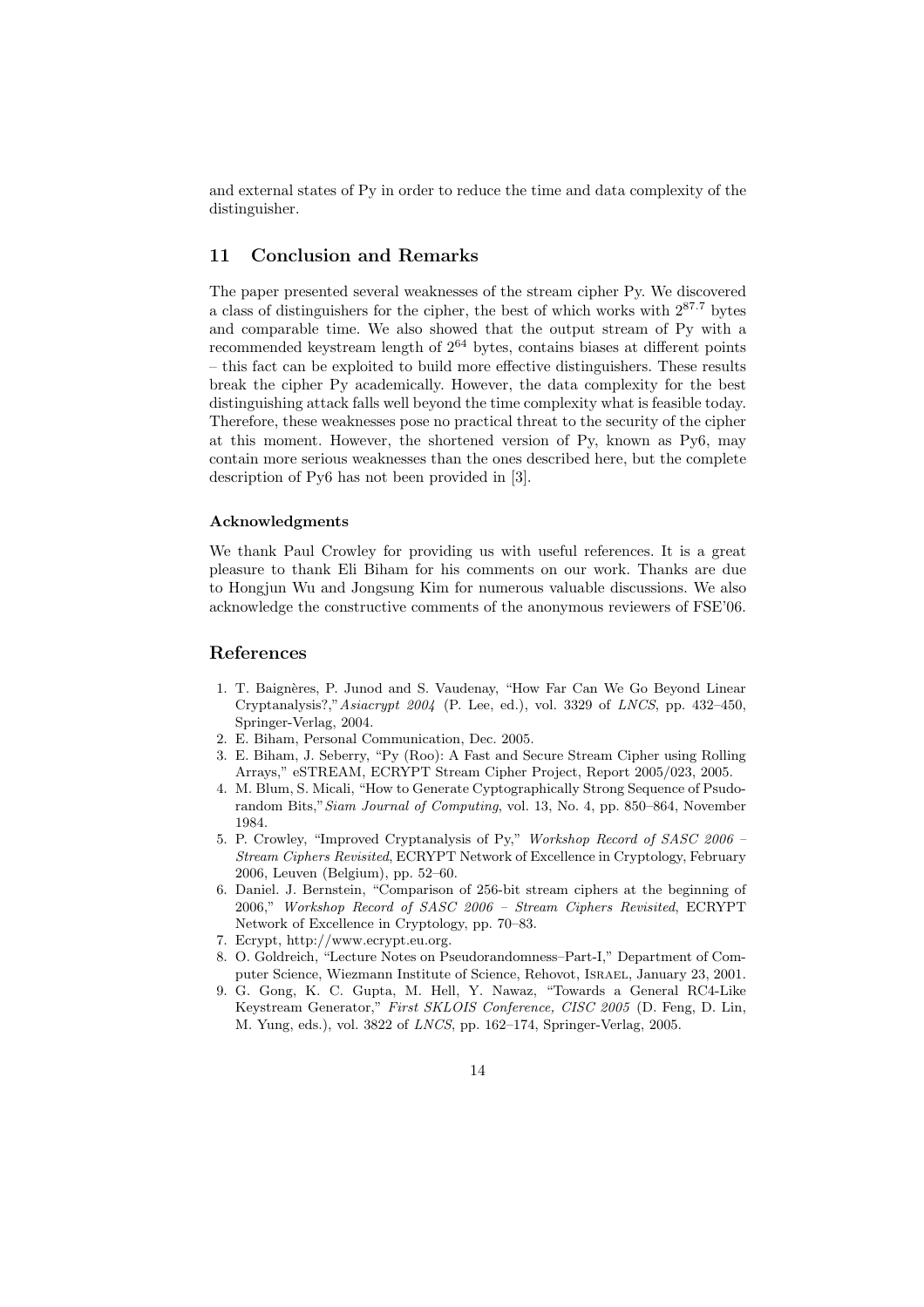and external states of Py in order to reduce the time and data complexity of the distinguisher.

## 11 Conclusion and Remarks

The paper presented several weaknesses of the stream cipher Py. We discovered a class of distinguishers for the cipher, the best of which works with $2^{87.7}$ bytes and comparable time. We also showed that the output stream of Py with a recommended keystream length of $2^{64}$ bytes, contains biases at different points – this fact can be exploited to build more effective distinguishers. These results break the cipher Py academically. However, the data complexity for the best distinguishing attack falls well beyond the time complexity what is feasible today. Therefore, these weaknesses pose no practical threat to the security of the cipher at this moment. However, the shortened version of Py, known as Py6, may contain more serious weaknesses than the ones described here, but the complete description of Py6 has not been provided in [3].

#### Acknowledgments

We thank Paul Crowley for providing us with useful references. It is a great pleasure to thank Eli Biham for his comments on our work. Thanks are due to Hongjun Wu and Jongsung Kim for numerous valuable discussions. We also acknowledge the constructive comments of the anonymous reviewers of FSE'06.

## References

1. T. Baignères, P. Junod and S. Vaudenay, "How Far Can We Go Beyond Linear Cryptanalysis?," *Asiacrypt 2004* (P. Lee, ed.), vol. 3329 of *LNCS*, pp. 432–450, Springer-Verlag, 2004.
2. E. Biham, Personal Communication, Dec. 2005.
3. E. Biham, J. Seberry, "Py (Roo): A Fast and Secure Stream Cipher using Rolling Arrays," eSTREAM, ECRYPT Stream Cipher Project, Report 2005/023, 2005.
4. M. Blum, S. Micali, "How to Generate Cyptographically Strong Sequence of Psudorandom Bits," *Siam Journal of Computing*, vol. 13, No. 4, pp. 850–864, November 1984.
5. P. Crowley, "Improved Cryptanalysis of Py," *Workshop Record of SASC 2006 – Stream Ciphers Revisited*, ECRYPT Network of Excellence in Cryptology, February 2006, Leuven (Belgium), pp. 52–60.
6. Daniel. J. Bernstein, "Comparison of 256-bit stream ciphers at the beginning of 2006," *Workshop Record of SASC 2006 – Stream Ciphers Revisited*, ECRYPT Network of Excellence in Cryptology, pp. 70–83.
7. Ecrypt, http://www.ecrypt.eu.org.
8. O. Goldreich, "Lecture Notes on Pseudorandomness–Part-I," Department of Computer Science, Wiezmann Institute of Science, Rehovot, Israel, January 23, 2001.
9. G. Gong, K. C. Gupta, M. Hell, Y. Nawaz, "Towards a General RC4-Like Keystream Generator," *First SKLOIS Conference, CISC 2005* (D. Feng, D. Lin, M. Yung, eds.), vol. 3822 of *LNCS*, pp. 162–174, Springer-Verlag, 2005.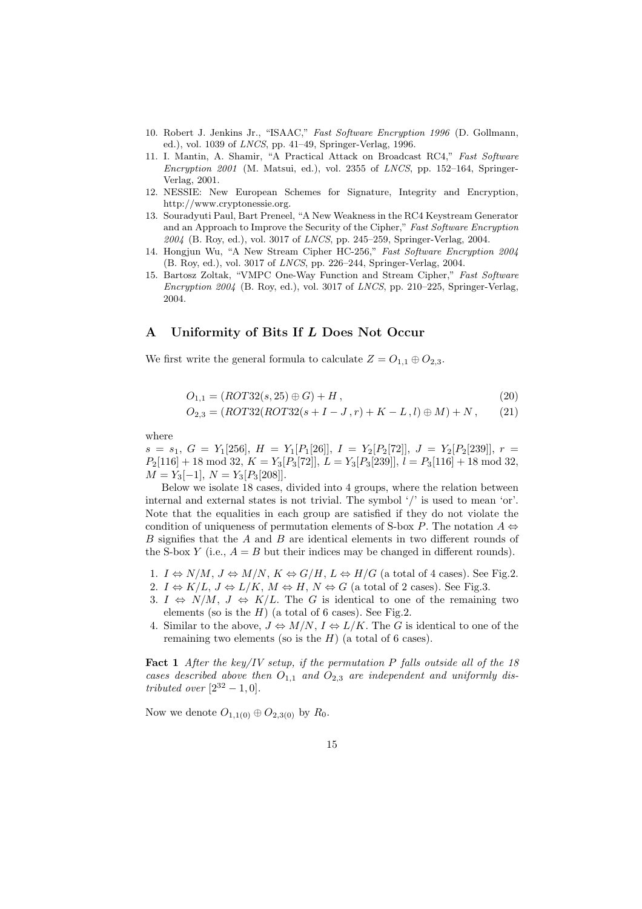10. Robert J. Jenkins Jr., "ISAAC," *Fast Software Encryption 1996* (D. Gollmann, ed.), vol. 1039 of *LNCS*, pp. 41–49, Springer-Verlag, 1996.
11. I. Mantin, A. Shamir, "A Practical Attack on Broadcast RC4," *Fast Software Encryption 2001* (M. Matsui, ed.), vol. 2355 of *LNCS*, pp. 152–164, Springer-Verlag, 2001.
12. NESSIE: New European Schemes for Signature, Integrity and Encryption, http://www.cryptonessie.org.
13. Souradyuti Paul, Bart Preneel, "A New Weakness in the RC4 Keystream Generator and an Approach to Improve the Security of the Cipher," *Fast Software Encryption 2004* (B. Roy, ed.), vol. 3017 of *LNCS*, pp. 245–259, Springer-Verlag, 2004.
14. Hongjun Wu, "A New Stream Cipher HC-256," *Fast Software Encryption 2004* (B. Roy, ed.), vol. 3017 of *LNCS*, pp. 226–244, Springer-Verlag, 2004.
15. Bartosz Zoltak, "VMPC One-Way Function and Stream Cipher," *Fast Software Encryption 2004* (B. Roy, ed.), vol. 3017 of *LNCS*, pp. 210–225, Springer-Verlag, 2004.

## A Uniformity of Bits If $L$ Does Not Occur

We first write the general formula to calculate $Z = O_{1,1} \oplus O_{2,3}$.

$$O_{1,1} = (ROT32(s, 25) \oplus G) + H\,, \tag{20}$$

$$O_{2,3} = (ROT32(ROT32(s + I - J\,, r) + K - L\,, l) \oplus M) + N\,, \tag{21}$$

where
$s = s_1$, $G = Y_1[256]$, $H = Y_1[P_1[26]]$, $I = Y_2[P_2[72]]$, $J = Y_2[P_2[239]]$, $r = P_2[116] + 18 \bmod 32$, $K = Y_3[P_3[72]]$, $L = Y_3[P_3[239]]$, $l = P_3[116] + 18 \bmod 32$, $M = Y_3[-1]$, $N = Y_3[P_3[208]]$.

Below we isolate 18 cases, divided into 4 groups, where the relation between internal and external states is not trivial. The symbol '/' is used to mean 'or'. Note that the equalities in each group are satisfied if they do not violate the condition of uniqueness of permutation elements of S-box $P$. The notation $A \Leftrightarrow B$ signifies that the $A$ and $B$ are identical elements in two different rounds of the S-box $Y$ (i.e., $A = B$ but their indices may be changed in different rounds).

1. $I \Leftrightarrow N/M$, $J \Leftrightarrow M/N$, $K \Leftrightarrow G/H$, $L \Leftrightarrow H/G$ (a total of 4 cases). See Fig.2.
2. $I \Leftrightarrow K/L$, $J \Leftrightarrow L/K$, $M \Leftrightarrow H$, $N \Leftrightarrow G$ (a total of 2 cases). See Fig.3.
3. $I \Leftrightarrow N/M$, $J \Leftrightarrow K/L$. The $G$ is identical to one of the remaining two elements (so is the $H$) (a total of 6 cases). See Fig.2.
4. Similar to the above, $J \Leftrightarrow M/N$, $I \Leftrightarrow L/K$. The $G$ is identical to one of the remaining two elements (so is the $H$) (a total of 6 cases).

**Fact 1** *After the key/IV setup, if the permutation $P$ falls outside all of the 18 cases described above then $O_{1,1}$ and $O_{2,3}$ are independent and uniformly distributed over $[2^{32} - 1, 0]$.*

Now we denote $O_{1,1(0)} \oplus O_{2,3(0)}$ by $R_0$.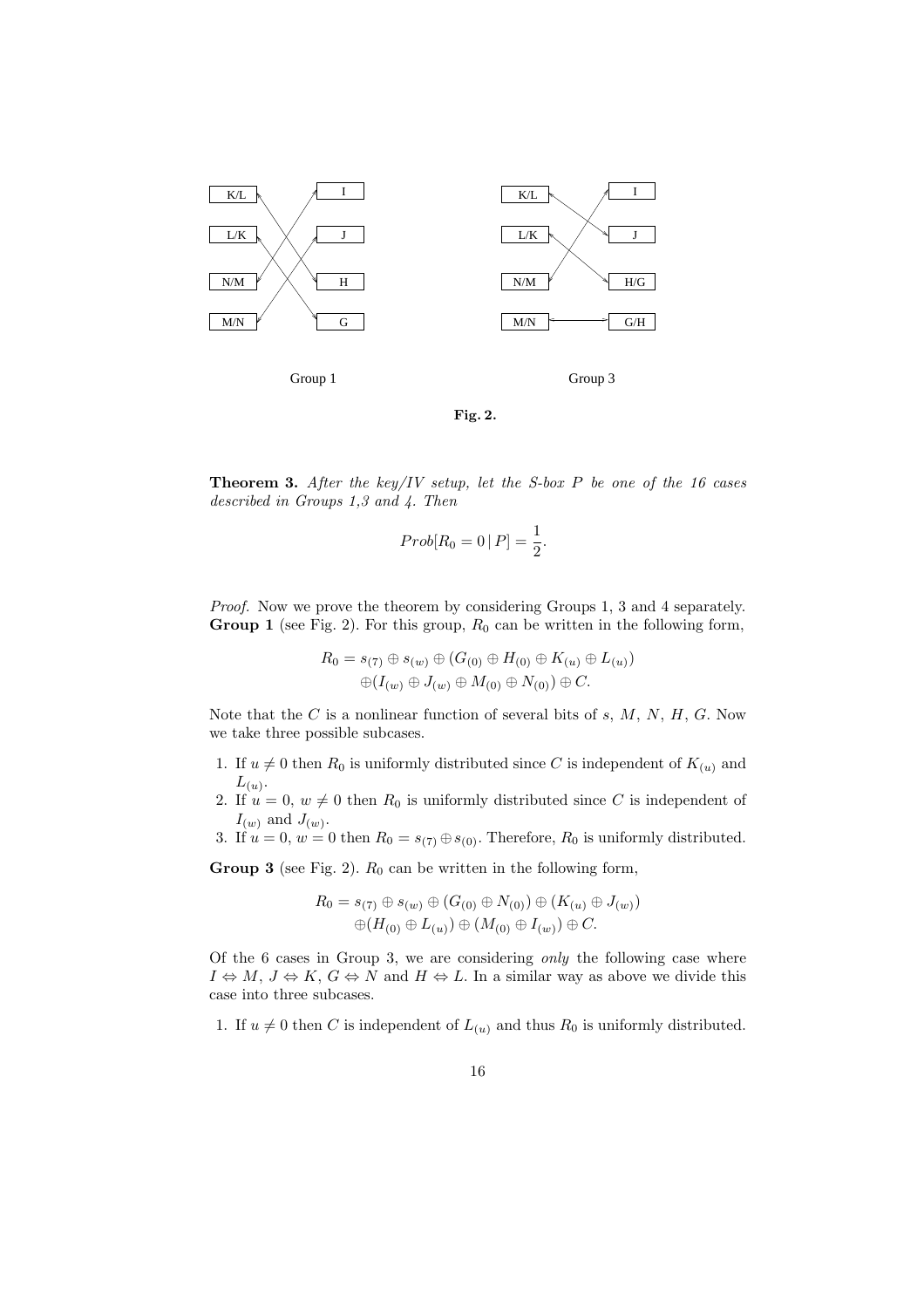Group 1

Group 3

**Fig. 2.**

**Theorem 3.** *After the key/IV setup, let the S-box P be one of the 16 cases described in Groups 1,3 and 4. Then*

$$Prob[R_0 = 0 \,|\, P] = \frac{1}{2}.$$

*Proof.* Now we prove the theorem by considering Groups 1, 3 and 4 separately.
**Group 1** (see Fig. 2). For this group, $R_0$ can be written in the following form,

$$R_0 = s_{(7)} \oplus s_{(w)} \oplus (G_{(0)} \oplus H_{(0)} \oplus K_{(u)} \oplus L_{(u)})$$
$$\oplus (I_{(w)} \oplus J_{(w)} \oplus M_{(0)} \oplus N_{(0)}) \oplus C.$$

Note that the $C$ is a nonlinear function of several bits of $s$, $M$, $N$, $H$, $G$. Now we take three possible subcases.

1. If $u \neq 0$ then $R_0$ is uniformly distributed since $C$ is independent of $K_{(u)}$ and $L_{(u)}$.
2. If $u = 0$, $w \neq 0$ then $R_0$ is uniformly distributed since $C$ is independent of $I_{(w)}$ and $J_{(w)}$.
3. If $u = 0$, $w = 0$ then $R_0 = s_{(7)} \oplus s_{(0)}$. Therefore, $R_0$ is uniformly distributed.

**Group 3** (see Fig. 2). $R_0$ can be written in the following form,

$$R_0 = s_{(7)} \oplus s_{(w)} \oplus (G_{(0)} \oplus N_{(0)}) \oplus (K_{(u)} \oplus J_{(w)})$$
$$\oplus (H_{(0)} \oplus L_{(u)}) \oplus (M_{(0)} \oplus I_{(w)}) \oplus C.$$

Of the 6 cases in Group 3, we are considering *only* the following case where $I \Leftrightarrow M$, $J \Leftrightarrow K$, $G \Leftrightarrow N$ and $H \Leftrightarrow L$. In a similar way as above we divide this case into three subcases.

1. If $u \neq 0$ then $C$ is independent of $L_{(u)}$ and thus $R_0$ is uniformly distributed.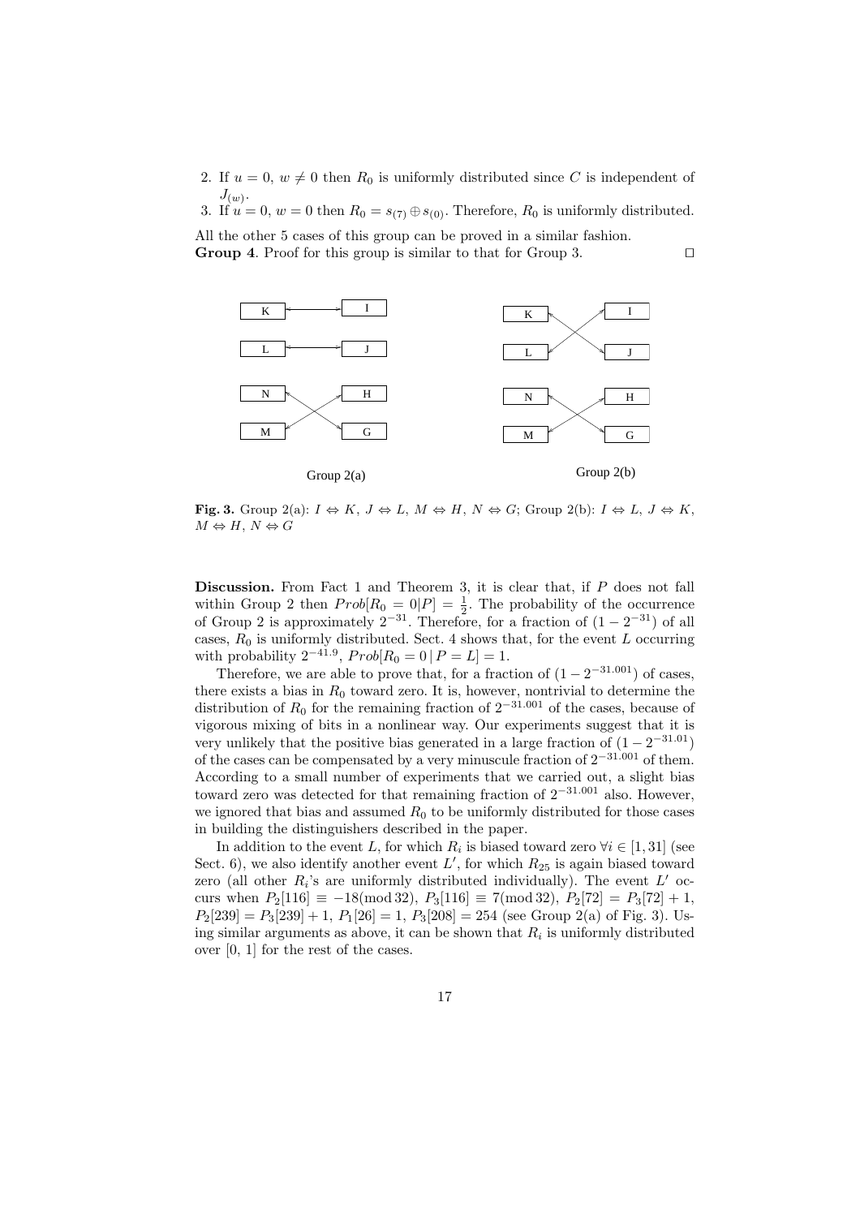2. If $u = 0$, $w \neq 0$ then $R_0$ is uniformly distributed since $C$ is independent of $J_{(w)}$.
3. If $u = 0$, $w = 0$ then $R_0 = s_{(7)} \oplus s_{(0)}$. Therefore, $R_0$ is uniformly distributed.

All the other 5 cases of this group can be proved in a similar fashion.

**Group 4**. Proof for this group is similar to that for Group 3. $\square$

K
I
L
J
N
H
M
G
Group 2(a)

K
I
L
J
N
H
M
G
Group 2(b)

**Fig. 3.** Group 2(a): $I \Leftrightarrow K$, $J \Leftrightarrow L$, $M \Leftrightarrow H$, $N \Leftrightarrow G$; Group 2(b): $I \Leftrightarrow L$, $J \Leftrightarrow K$, $M \Leftrightarrow H$, $N \Leftrightarrow G$

**Discussion.** From Fact 1 and Theorem 3, it is clear that, if $P$ does not fall within Group 2 then $Prob[R_0 = 0|P] = \frac{1}{2}$. The probability of the occurrence of Group 2 is approximately $2^{-31}$. Therefore, for a fraction of $(1 - 2^{-31})$ of all cases, $R_0$ is uniformly distributed. Sect. 4 shows that, for the event $L$ occurring with probability $2^{-41.9}$, $Prob[R_0 = 0 \,|\, P = L] = 1$.

Therefore, we are able to prove that, for a fraction of $(1 - 2^{-31.001})$ of cases, there exists a bias in $R_0$ toward zero. It is, however, nontrivial to determine the distribution of $R_0$ for the remaining fraction of $2^{-31.001}$ of the cases, because of vigorous mixing of bits in a nonlinear way. Our experiments suggest that it is very unlikely that the positive bias generated in a large fraction of $(1 - 2^{-31.01})$ of the cases can be compensated by a very minuscule fraction of $2^{-31.001}$ of them. According to a small number of experiments that we carried out, a slight bias toward zero was detected for that remaining fraction of $2^{-31.001}$ also. However, we ignored that bias and assumed $R_0$ to be uniformly distributed for those cases in building the distinguishers described in the paper.

In addition to the event $L$, for which $R_i$ is biased toward zero $\forall i \in [1, 31]$ (see Sect. 6), we also identify another event $L'$, for which $R_{25}$ is again biased toward zero (all other $R_i$'s are uniformly distributed individually). The event $L'$ occurs when $P_2[116] \equiv -18(\bmod 32)$, $P_3[116] \equiv 7(\bmod 32)$, $P_2[72] = P_3[72] + 1$, $P_2[239] = P_3[239] + 1$, $P_1[26] = 1$, $P_3[208] = 254$ (see Group 2(a) of Fig. 3). Using similar arguments as above, it can be shown that $R_i$ is uniformly distributed over [0, 1] for the rest of the cases.